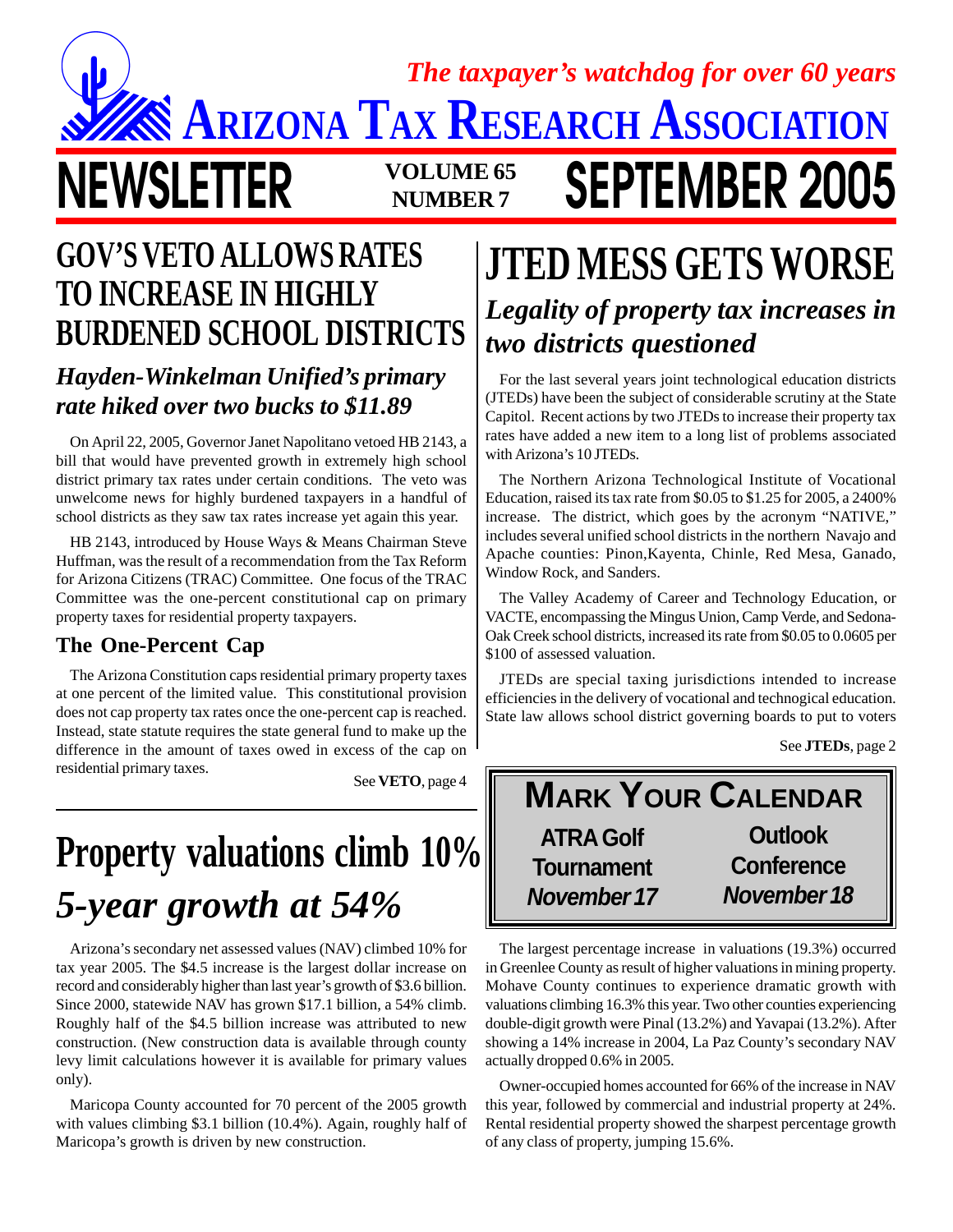*The taxpayer's watchdog for over 60 years*

# ARIZONA TAX RESEARCH ASSOCIATION

# NEWSLETTER

**VOLUME 65 NUMBER 7**

# SEPTEMBER 2005

## GOV'S VETO ALLOWS RATES TO INCREASE IN HIGHLY BURDENED SCHOOL DISTRICTS

### *Hayden-Winkelman Unified's primary rate hiked over two bucks to $11.89*

On April 22, 2005, Governor Janet Napolitano vetoed HB 2143, a bill that would have prevented growth in extremely high school district primary tax rates under certain conditions. The veto was unwelcome news for highly burdened taxpayers in a handful of school districts as they saw tax rates increase yet again this year.

HB 2143, introduced by House Ways & Means Chairman Steve Huffman, was the result of a recommendation from the Tax Reform for Arizona Citizens (TRAC) Committee. One focus of the TRAC Committee was the one-percent constitutional cap on primary property taxes for residential property taxpayers.

### The One-Percent Cap

The Arizona Constitution caps residential primary property taxes at one percent of the limited value. This constitutional provision does not cap property tax rates once the one-percent cap is reached. Instead, state statute requires the state general fund to make up the difference in the amount of taxes owed in excess of the cap on residential primary taxes.

See **VETO**, page 4

## Property valuations climb 10%

### *5-year growth at 54%*

Arizona's secondary net assessed values (NAV) climbed 10% for tax year 2005. The $4.5 increase is the largest dollar increase on record and considerably higher than last year's growth of $3.6 billion. Since 2000, statewide NAV has grown $17.1 billion, a 54% climb. Roughly half of the $4.5 billion increase was attributed to new construction. (New construction data is available through county levy limit calculations however it is available for primary values only).

Maricopa County accounted for 70 percent of the 2005 growth with values climbing $3.1 billion (10.4%). Again, roughly half of Maricopa's growth is driven by new construction.

The largest percentage increase in valuations (19.3%) occurred in Greenlee County as result of higher valuations in mining property. Mohave County continues to experience dramatic growth with valuations climbing 16.3% this year. Two other counties experiencing double-digit growth were Pinal (13.2%) and Yavapai (13.2%). After showing a 14% increase in 2004, La Paz County's secondary NAV actually dropped 0.6% in 2005.

Owner-occupied homes accounted for 66% of the increase in NAV this year, followed by commercial and industrial property at 24%. Rental residential property showed the sharpest percentage growth of any class of property, jumping 15.6%.

## JTED MESS GETS WORSE

### *Legality of property tax increases in two districts questioned*

For the last several years joint technological education districts (JTEDs) have been the subject of considerable scrutiny at the State Capitol. Recent actions by two JTEDs to increase their property tax rates have added a new item to a long list of problems associated with Arizona's 10 JTEDs.

The Northern Arizona Technological Institute of Vocational Education, raised its tax rate from $0.05 to $1.25 for 2005, a 2400% increase. The district, which goes by the acronym "NATIVE," includes several unified school districts in the northern Navajo and Apache counties: Pinon, Kayenta, Chinle, Red Mesa, Ganado, Window Rock, and Sanders.

The Valley Academy of Career and Technology Education, or VACTE, encompassing the Mingus Union, Camp Verde, and Sedona-Oak Creek school districts, increased its rate from $0.05 to 0.0605 per $100 of assessed valuation.

JTEDs are special taxing jurisdictions intended to increase efficiencies in the delivery of vocational and technogical education. State law allows school district governing boards to put to voters

See **JTEDs**, page 2

## MARK YOUR CALENDAR

**ATRA Golf Tournament**
***November 17***

**Outlook Conference**
***November 18***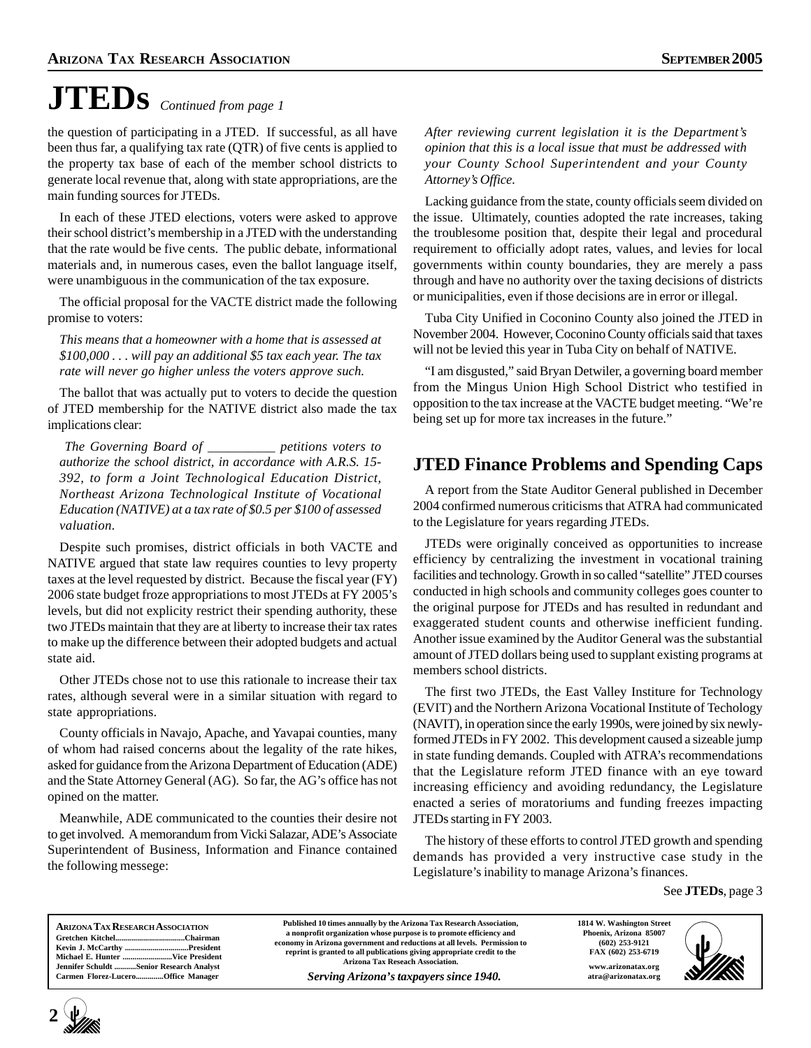# JTEDs *Continued from page 1*

the question of participating in a JTED. If successful, as all have been thus far, a qualifying tax rate (QTR) of five cents is applied to the property tax base of each of the member school districts to generate local revenue that, along with state appropriations, are the main funding sources for JTEDs.

In each of these JTED elections, voters were asked to approve their school district's membership in a JTED with the understanding that the rate would be five cents. The public debate, informational materials and, in numerous cases, even the ballot language itself, were unambiguous in the communication of the tax exposure.

The official proposal for the VACTE district made the following promise to voters:

*This means that a homeowner with a home that is assessed at $100,000 . . . will pay an additional $5 tax each year. The tax rate will never go higher unless the voters approve such.*

The ballot that was actually put to voters to decide the question of JTED membership for the NATIVE district also made the tax implications clear:

*The Governing Board of __________ petitions voters to authorize the school district, in accordance with A.R.S. 15-392, to form a Joint Technological Education District, Northeast Arizona Technological Institute of Vocational Education (NATIVE) at a tax rate of $0.5 per $100 of assessed valuation.*

Despite such promises, district officials in both VACTE and NATIVE argued that state law requires counties to levy property taxes at the level requested by district. Because the fiscal year (FY) 2006 state budget froze appropriations to most JTEDs at FY 2005's levels, but did not explicity restrict their spending authority, these two JTEDs maintain that they are at liberty to increase their tax rates to make up the difference between their adopted budgets and actual state aid.

Other JTEDs chose not to use this rationale to increase their tax rates, although several were in a similar situation with regard to state appropriations.

County officials in Navajo, Apache, and Yavapai counties, many of whom had raised concerns about the legality of the rate hikes, asked for guidance from the Arizona Department of Education (ADE) and the State Attorney General (AG). So far, the AG's office has not opined on the matter.

Meanwhile, ADE communicated to the counties their desire not to get involved. A memorandum from Vicki Salazar, ADE's Associate Superintendent of Business, Information and Finance contained the following messege:

*After reviewing current legislation it is the Department's opinion that this is a local issue that must be addressed with your County School Superintendent and your County Attorney's Office.*

Lacking guidance from the state, county officials seem divided on the issue. Ultimately, counties adopted the rate increases, taking the troublesome position that, despite their legal and procedural requirement to officially adopt rates, values, and levies for local governments within county boundaries, they are merely a pass through and have no authority over the taxing decisions of districts or municipalities, even if those decisions are in error or illegal.

Tuba City Unified in Coconino County also joined the JTED in November 2004. However, Coconino County officials said that taxes will not be levied this year in Tuba City on behalf of NATIVE.

"I am disgusted," said Bryan Detwiler, a governing board member from the Mingus Union High School District who testified in opposition to the tax increase at the VACTE budget meeting. "We're being set up for more tax increases in the future."

## JTED Finance Problems and Spending Caps

A report from the State Auditor General published in December 2004 confirmed numerous criticisms that ATRA had communicated to the Legislature for years regarding JTEDs.

JTEDs were originally conceived as opportunities to increase efficiency by centralizing the investment in vocational training facilities and technology. Growth in so called "satellite" JTED courses conducted in high schools and community colleges goes counter to the original purpose for JTEDs and has resulted in redundant and exaggerated student counts and otherwise inefficient funding. Another issue examined by the Auditor General was the substantial amount of JTED dollars being used to supplant existing programs at members school districts.

The first two JTEDs, the East Valley Institute for Technology (EVIT) and the Northern Arizona Vocational Institute of Techology (NAVIT), in operation since the early 1990s, were joined by six newly-formed JTEDs in FY 2002. This development caused a sizeable jump in state funding demands. Coupled with ATRA's recommendations that the Legislature reform JTED finance with an eye toward increasing efficiency and avoiding redundancy, the Legislature enacted a series of moratoriums and funding freezes impacting JTEDs starting in FY 2003.

The history of these efforts to control JTED growth and spending demands has provided a very instructive case study in the Legislature's inability to manage Arizona's finances.

See **JTEDs**, page 3

**ARIZONA TAX RESEARCH ASSOCIATION**
Gretchen Kitchel................................Chairman
Kevin J. McCarthy ..............................President
Michael E. Hunter ........................Vice President
Jennifer Schuldt ..........Senior Research Analyst
Carmen Florez-Lucero.............Office Manager

Published 10 times annually by the Arizona Tax Research Association, a nonprofit organization whose purpose is to promote efficiency and economy in Arizona government and reductions at all levels. Permission to reprint is granted to all publications giving appropriate credit to the Arizona Tax Reseach Association.

*Serving Arizona's taxpayers since 1940.*

1814 W. Washington Street
Phoenix, Arizona 85007
(602) 253-9121
FAX (602) 253-6719
www.arizonatax.org
atra@arizonatax.org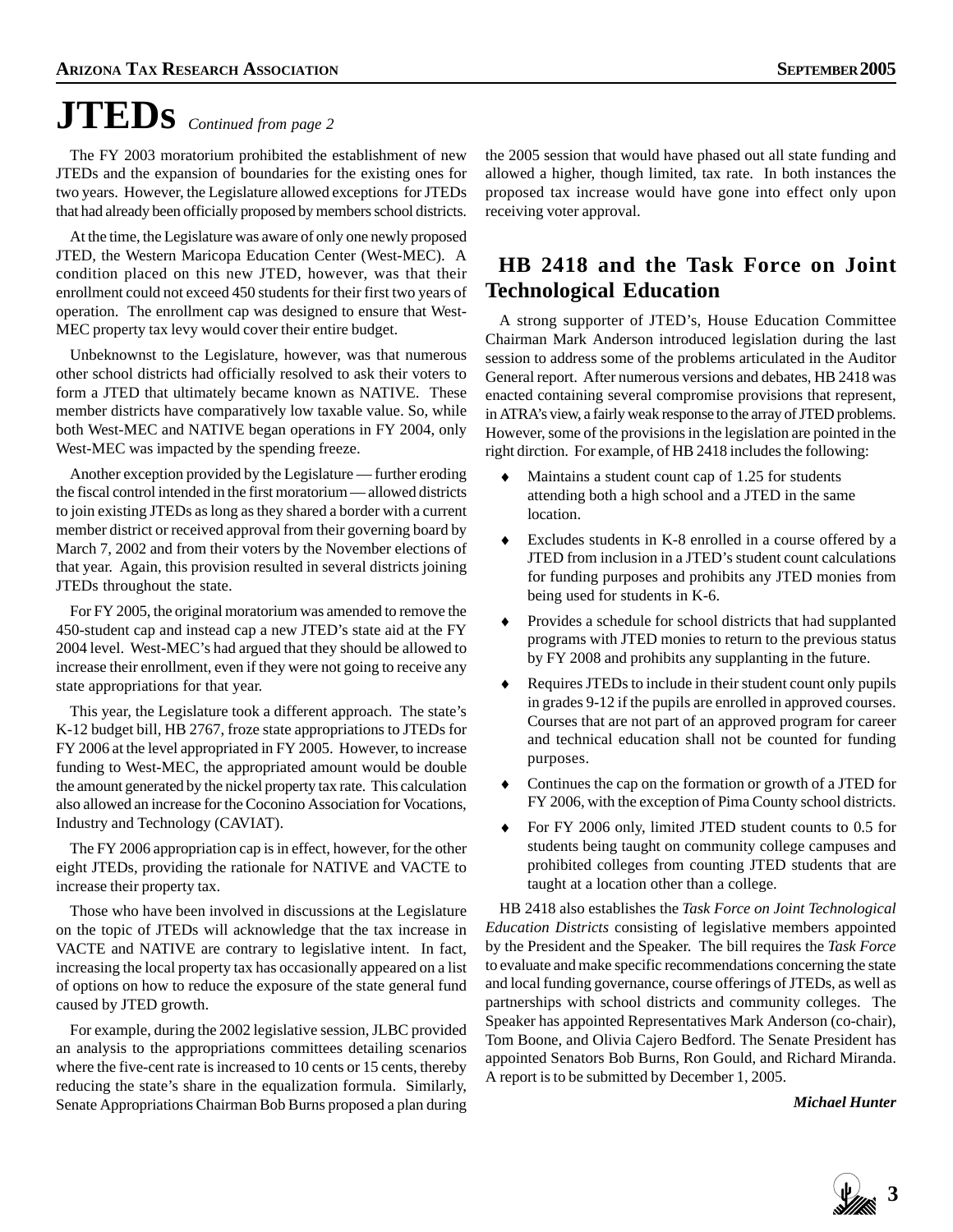# JTEDs *Continued from page 2*

The FY 2003 moratorium prohibited the establishment of new JTEDs and the expansion of boundaries for the existing ones for two years. However, the Legislature allowed exceptions for JTEDs that had already been officially proposed by members school districts.

At the time, the Legislature was aware of only one newly proposed JTED, the Western Maricopa Education Center (West-MEC). A condition placed on this new JTED, however, was that their enrollment could not exceed 450 students for their first two years of operation. The enrollment cap was designed to ensure that West-MEC property tax levy would cover their entire budget.

Unbeknownst to the Legislature, however, was that numerous other school districts had officially resolved to ask their voters to form a JTED that ultimately became known as NATIVE. These member districts have comparatively low taxable value. So, while both West-MEC and NATIVE began operations in FY 2004, only West-MEC was impacted by the spending freeze.

Another exception provided by the Legislature — further eroding the fiscal control intended in the first moratorium — allowed districts to join existing JTEDs as long as they shared a border with a current member district or received approval from their governing board by March 7, 2002 and from their voters by the November elections of that year. Again, this provision resulted in several districts joining JTEDs throughout the state.

For FY 2005, the original moratorium was amended to remove the 450-student cap and instead cap a new JTED's state aid at the FY 2004 level. West-MEC's had argued that they should be allowed to increase their enrollment, even if they were not going to receive any state appropriations for that year.

This year, the Legislature took a different approach. The state's K-12 budget bill, HB 2767, froze state appropriations to JTEDs for FY 2006 at the level appropriated in FY 2005. However, to increase funding to West-MEC, the appropriated amount would be double the amount generated by the nickel property tax rate. This calculation also allowed an increase for the Coconino Association for Vocations, Industry and Technology (CAVIAT).

The FY 2006 appropriation cap is in effect, however, for the other eight JTEDs, providing the rationale for NATIVE and VACTE to increase their property tax.

Those who have been involved in discussions at the Legislature on the topic of JTEDs will acknowledge that the tax increase in VACTE and NATIVE are contrary to legislative intent. In fact, increasing the local property tax has occasionally appeared on a list of options on how to reduce the exposure of the state general fund caused by JTED growth.

For example, during the 2002 legislative session, JLBC provided an analysis to the appropriations committees detailing scenarios where the five-cent rate is increased to 10 cents or 15 cents, thereby reducing the state's share in the equalization formula. Similarly, Senate Appropriations Chairman Bob Burns proposed a plan during the 2005 session that would have phased out all state funding and allowed a higher, though limited, tax rate. In both instances the proposed tax increase would have gone into effect only upon receiving voter approval.

## HB 2418 and the Task Force on Joint Technological Education

A strong supporter of JTED's, House Education Committee Chairman Mark Anderson introduced legislation during the last session to address some of the problems articulated in the Auditor General report. After numerous versions and debates, HB 2418 was enacted containing several compromise provisions that represent, in ATRA's view, a fairly weak response to the array of JTED problems. However, some of the provisions in the legislation are pointed in the right dirction. For example, of HB 2418 includes the following:

- Maintains a student count cap of 1.25 for students attending both a high school and a JTED in the same location.
- Excludes students in K-8 enrolled in a course offered by a JTED from inclusion in a JTED's student count calculations for funding purposes and prohibits any JTED monies from being used for students in K-6.
- Provides a schedule for school districts that had supplanted programs with JTED monies to return to the previous status by FY 2008 and prohibits any supplanting in the future.
- Requires JTEDs to include in their student count only pupils in grades 9-12 if the pupils are enrolled in approved courses. Courses that are not part of an approved program for career and technical education shall not be counted for funding purposes.
- Continues the cap on the formation or growth of a JTED for FY 2006, with the exception of Pima County school districts.
- For FY 2006 only, limited JTED student counts to 0.5 for students being taught on community college campuses and prohibited colleges from counting JTED students that are taught at a location other than a college.

HB 2418 also establishes the *Task Force on Joint Technological Education Districts* consisting of legislative members appointed by the President and the Speaker. The bill requires the *Task Force* to evaluate and make specific recommendations concerning the state and local funding governance, course offerings of JTEDs, as well as partnerships with school districts and community colleges. The Speaker has appointed Representatives Mark Anderson (co-chair), Tom Boone, and Olivia Cajero Bedford. The Senate President has appointed Senators Bob Burns, Ron Gould, and Richard Miranda. A report is to be submitted by December 1, 2005.

***Michael Hunter***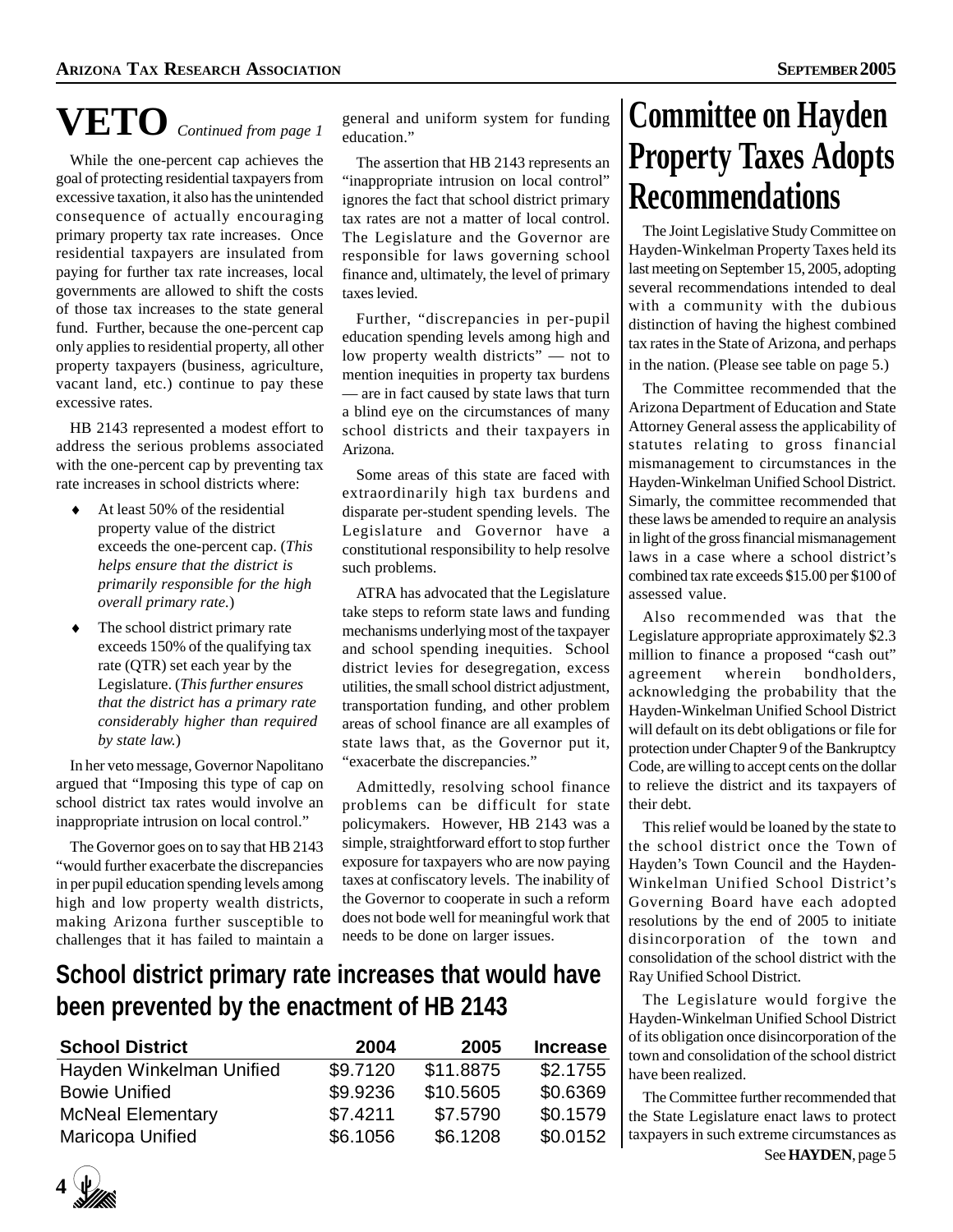# VETO *Continued from page 1*

While the one-percent cap achieves the goal of protecting residential taxpayers from excessive taxation, it also has the unintended consequence of actually encouraging primary property tax rate increases. Once residential taxpayers are insulated from paying for further tax rate increases, local governments are allowed to shift the costs of those tax increases to the state general fund. Further, because the one-percent cap only applies to residential property, all other property taxpayers (business, agriculture, vacant land, etc.) continue to pay these excessive rates.

HB 2143 represented a modest effort to address the serious problems associated with the one-percent cap by preventing tax rate increases in school districts where:

- At least 50% of the residential property value of the district exceeds the one-percent cap. (*This helps ensure that the district is primarily responsible for the high overall primary rate.*)
- The school district primary rate exceeds 150% of the qualifying tax rate (QTR) set each year by the Legislature. (*This further ensures that the district has a primary rate considerably higher than required by state law.*)

In her veto message, Governor Napolitano argued that "Imposing this type of cap on school district tax rates would involve an inappropriate intrusion on local control."

The Governor goes on to say that HB 2143 "would further exacerbate the discrepancies in per pupil education spending levels among high and low property wealth districts, making Arizona further susceptible to challenges that it has failed to maintain a general and uniform system for funding education."

The assertion that HB 2143 represents an "inappropriate intrusion on local control" ignores the fact that school district primary tax rates are not a matter of local control. The Legislature and the Governor are responsible for laws governing school finance and, ultimately, the level of primary taxes levied.

Further, "discrepancies in per-pupil education spending levels among high and low property wealth districts" — not to mention inequities in property tax burdens — are in fact caused by state laws that turn a blind eye on the circumstances of many school districts and their taxpayers in Arizona.

Some areas of this state are faced with extraordinarily high tax burdens and disparate per-student spending levels. The Legislature and Governor have a constitutional responsibility to help resolve such problems.

ATRA has advocated that the Legislature take steps to reform state laws and funding mechanisms underlying most of the taxpayer and school spending inequities. School district levies for desegregation, excess utilities, the small school district adjustment, transportation funding, and other problem areas of school finance are all examples of state laws that, as the Governor put it, "exacerbate the discrepancies."

Admittedly, resolving school finance problems can be difficult for state policymakers. However, HB 2143 was a simple, straightforward effort to stop further exposure for taxpayers who are now paying taxes at confiscatory levels. The inability of the Governor to cooperate in such a reform does not bode well for meaningful work that needs to be done on larger issues.

## School district primary rate increases that would have been prevented by the enactment of HB 2143

| School District | 2004 | 2005 | Increase |
|---|---|---|---|
| Hayden Winkelman Unified | $9.7120 | $11.8875 | $2.1755 |
| Bowie Unified | $9.9236 | $10.5605 | $0.6369 |
| McNeal Elementary | $7.4211 | $7.5790 | $0.1579 |
| Maricopa Unified | $6.1056 | $6.1208 | $0.0152 |

# Committee on Hayden Property Taxes Adopts Recommendations

The Joint Legislative Study Committee on Hayden-Winkelman Property Taxes held its last meeting on September 15, 2005, adopting several recommendations intended to deal with a community with the dubious distinction of having the highest combined tax rates in the State of Arizona, and perhaps in the nation. (Please see table on page 5.)

The Committee recommended that the Arizona Department of Education and State Attorney General assess the applicability of statutes relating to gross financial mismanagement to circumstances in the Hayden-Winkelman Unified School District. Simarly, the committee recommended that these laws be amended to require an analysis in light of the gross financial mismanagement laws in a case where a school district's combined tax rate exceeds $15.00 per $100 of assessed value.

Also recommended was that the Legislature appropriate approximately $2.3 million to finance a proposed "cash out" agreement wherein bondholders, acknowledging the probability that the Hayden-Winkelman Unified School District will default on its debt obligations or file for protection under Chapter 9 of the Bankruptcy Code, are willing to accept cents on the dollar to relieve the district and its taxpayers of their debt.

This relief would be loaned by the state to the school district once the Town of Hayden's Town Council and the Hayden-Winkelman Unified School District's Governing Board have each adopted resolutions by the end of 2005 to initiate disincorporation of the town and consolidation of the school district with the Ray Unified School District.

The Legislature would forgive the Hayden-Winkelman Unified School District of its obligation once disincorporation of the town and consolidation of the school district have been realized.

The Committee further recommended that the State Legislature enact laws to protect taxpayers in such extreme circumstances as

See **HAYDEN**, page 5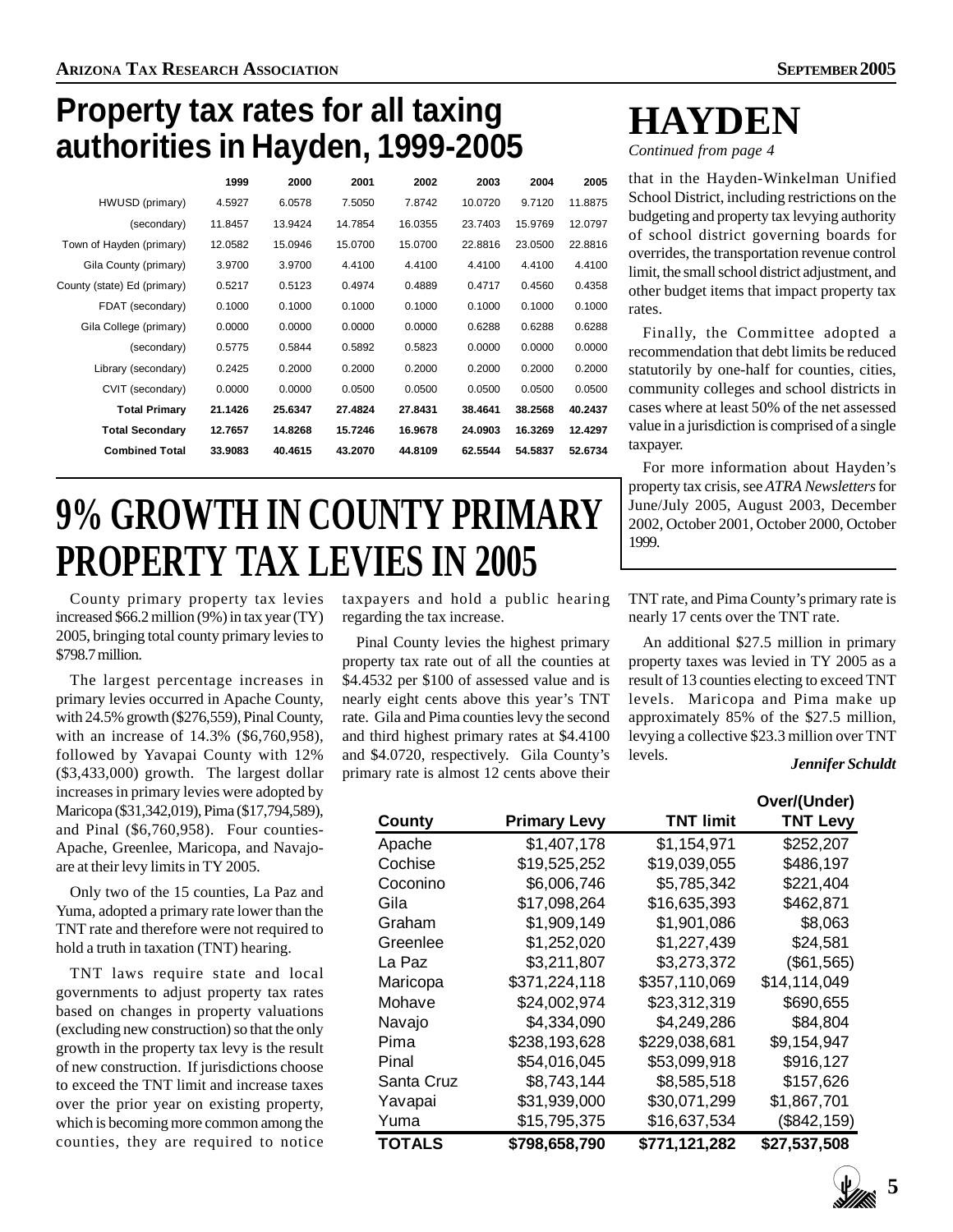# Property tax rates for all taxing authorities in Hayden, 1999-2005

| | 1999 | 2000 | 2001 | 2002 | 2003 | 2004 | 2005 |
|---|---|---|---|---|---|---|---|
| HWUSD (primary) | 4.5927 | 6.0578 | 7.5050 | 7.8742 | 10.0720 | 9.7120 | 11.8875 |
| (secondary) | 11.8457 | 13.9424 | 14.7854 | 16.0355 | 23.7403 | 15.9769 | 12.0797 |
| Town of Hayden (primary) | 12.0582 | 15.0946 | 15.0700 | 15.0700 | 22.8816 | 23.0500 | 22.8816 |
| Gila County (primary) | 3.9700 | 3.9700 | 4.4100 | 4.4100 | 4.4100 | 4.4100 | 4.4100 |
| County (state) Ed (primary) | 0.5217 | 0.5123 | 0.4974 | 0.4889 | 0.4717 | 0.4560 | 0.4358 |
| FDAT (secondary) | 0.1000 | 0.1000 | 0.1000 | 0.1000 | 0.1000 | 0.1000 | 0.1000 |
| Gila College (primary) | 0.0000 | 0.0000 | 0.0000 | 0.0000 | 0.6288 | 0.6288 | 0.6288 |
| (secondary) | 0.5775 | 0.5844 | 0.5892 | 0.5823 | 0.0000 | 0.0000 | 0.0000 |
| Library (secondary) | 0.2425 | 0.2000 | 0.2000 | 0.2000 | 0.2000 | 0.2000 | 0.2000 |
| CVIT (secondary) | 0.0000 | 0.0000 | 0.0500 | 0.0500 | 0.0500 | 0.0500 | 0.0500 |
| **Total Primary** | **21.1426** | **25.6347** | **27.4824** | **27.8431** | **38.4641** | **38.2568** | **40.2437** |
| **Total Secondary** | **12.7657** | **14.8268** | **15.7246** | **16.9678** | **24.0903** | **16.3269** | **12.4297** |
| **Combined Total** | **33.9083** | **40.4615** | **43.2070** | **44.8109** | **62.5544** | **54.5837** | **52.6734** |

# HAYDEN

*Continued from page 4*

that in the Hayden-Winkelman Unified School District, including restrictions on the budgeting and property tax levying authority of school district governing boards for overrides, the transportation revenue control limit, the small school district adjustment, and other budget items that impact property tax rates.

Finally, the Committee adopted a recommendation that debt limits be reduced statutorily by one-half for counties, cities, community colleges and school districts in cases where at least 50% of the net assessed value in a jurisdiction is comprised of a single taxpayer.

For more information about Hayden's property tax crisis, see *ATRA Newsletters* for June/July 2005, August 2003, December 2002, October 2001, October 2000, October 1999.

# 9% GROWTH IN COUNTY PRIMARY PROPERTY TAX LEVIES IN 2005

County primary property tax levies increased $66.2 million (9%) in tax year (TY) 2005, bringing total county primary levies to $798.7 million.

The largest percentage increases in primary levies occurred in Apache County, with 24.5% growth ($276,559), Pinal County, with an increase of 14.3% ($6,760,958), followed by Yavapai County with 12% ($3,433,000) growth. The largest dollar increases in primary levies were adopted by Maricopa ($31,342,019), Pima ($17,794,589), and Pinal ($6,760,958). Four counties- Apache, Greenlee, Maricopa, and Navajo- are at their levy limits in TY 2005.

Only two of the 15 counties, La Paz and Yuma, adopted a primary rate lower than the TNT rate and therefore were not required to hold a truth in taxation (TNT) hearing.

TNT laws require state and local governments to adjust property tax rates based on changes in property valuations (excluding new construction) so that the only growth in the property tax levy is the result of new construction. If jurisdictions choose to exceed the TNT limit and increase taxes over the prior year on existing property, which is becoming more common among the counties, they are required to notice taxpayers and hold a public hearing regarding the tax increase.

Pinal County levies the highest primary property tax rate out of all the counties at $4.4532 per $100 of assessed value and is nearly eight cents above this year's TNT rate. Gila and Pima counties levy the second and third highest primary rates at $4.4100 and $4.0720, respectively. Gila County's primary rate is almost 12 cents above their TNT rate, and Pima County's primary rate is nearly 17 cents over the TNT rate.

An additional $27.5 million in primary property taxes was levied in TY 2005 as a result of 13 counties electing to exceed TNT levels. Maricopa and Pima make up approximately 85% of the $27.5 million, levying a collective $23.3 million over TNT levels.

***Jennifer Schuldt***

| County | Primary Levy | TNT limit | Over/(Under) TNT Levy |
|---|---|---|---|
| Apache | $1,407,178 | $1,154,971 | $252,207 |
| Cochise | $19,525,252 | $19,039,055 | $486,197 |
| Coconino | $6,006,746 | $5,785,342 | $221,404 |
| Gila | $17,098,264 | $16,635,393 | $462,871 |
| Graham | $1,909,149 | $1,901,086 | $8,063 |
| Greenlee | $1,252,020 | $1,227,439 | $24,581 |
| La Paz | $3,211,807 | $3,273,372 | ($61,565) |
| Maricopa | $371,224,118 | $357,110,069 | $14,114,049 |
| Mohave | $24,002,974 | $23,312,319 | $690,655 |
| Navajo | $4,334,090 | $4,249,286 | $84,804 |
| Pima | $238,193,628 | $229,038,681 | $9,154,947 |
| Pinal | $54,016,045 | $53,099,918 | $916,127 |
| Santa Cruz | $8,743,144 | $8,585,518 | $157,626 |
| Yavapai | $31,939,000 | $30,071,299 | $1,867,701 |
| Yuma | $15,795,375 | $16,637,534 | ($842,159) |
| **TOTALS** | **$798,658,790** | **$771,121,282** | **$27,537,508** |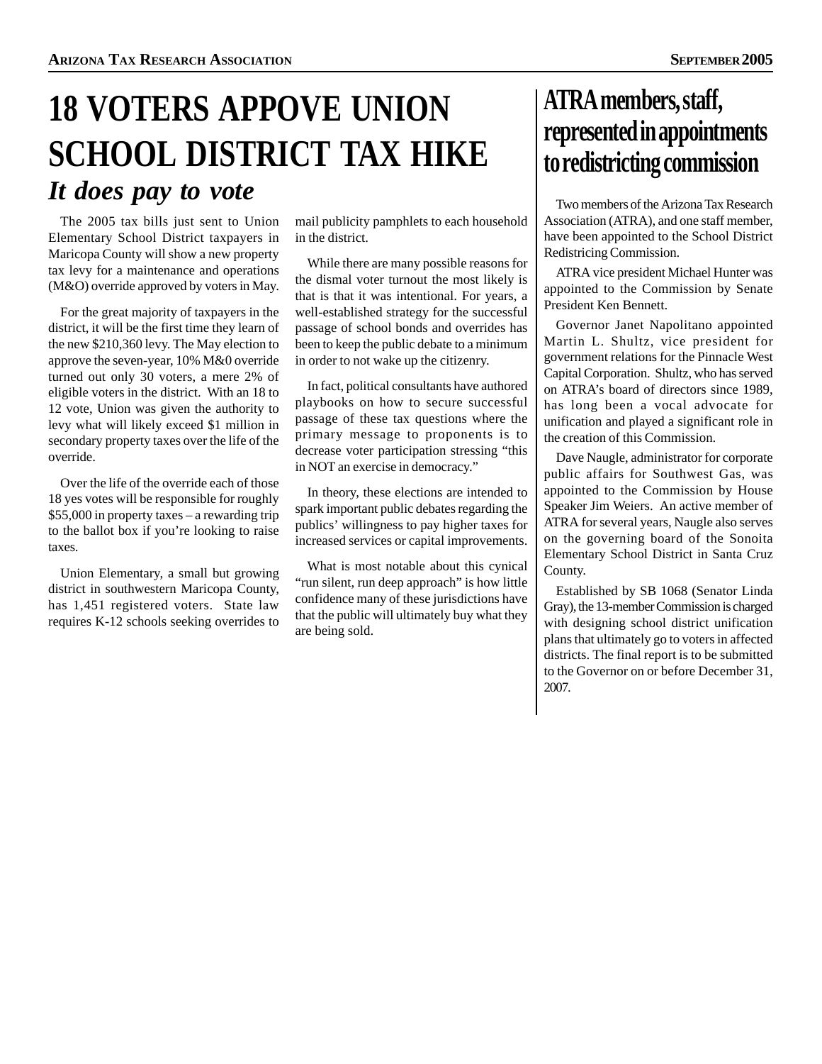# 18 VOTERS APPOVE UNION SCHOOL DISTRICT TAX HIKE

## *It does pay to vote*

The 2005 tax bills just sent to Union Elementary School District taxpayers in Maricopa County will show a new property tax levy for a maintenance and operations (M&O) override approved by voters in May.

For the great majority of taxpayers in the district, it will be the first time they learn of the new $210,360 levy. The May election to approve the seven-year, 10% M&0 override turned out only 30 voters, a mere 2% of eligible voters in the district. With an 18 to 12 vote, Union was given the authority to levy what will likely exceed $1 million in secondary property taxes over the life of the override.

Over the life of the override each of those 18 yes votes will be responsible for roughly $55,000 in property taxes – a rewarding trip to the ballot box if you're looking to raise taxes.

Union Elementary, a small but growing district in southwestern Maricopa County, has 1,451 registered voters. State law requires K-12 schools seeking overrides to mail publicity pamphlets to each household in the district.

While there are many possible reasons for the dismal voter turnout the most likely is that is that it was intentional. For years, a well-established strategy for the successful passage of school bonds and overrides has been to keep the public debate to a minimum in order to not wake up the citizenry.

In fact, political consultants have authored playbooks on how to secure successful passage of these tax questions where the primary message to proponents is to decrease voter participation stressing "this in NOT an exercise in democracy."

In theory, these elections are intended to spark important public debates regarding the publics' willingness to pay higher taxes for increased services or capital improvements.

What is most notable about this cynical "run silent, run deep approach" is how little confidence many of these jurisdictions have that the public will ultimately buy what they are being sold.

# ATRA members, staff, represented in appointments to redistricting commission

Two members of the Arizona Tax Research Association (ATRA), and one staff member, have been appointed to the School District Redistricing Commission.

ATRA vice president Michael Hunter was appointed to the Commission by Senate President Ken Bennett.

Governor Janet Napolitano appointed Martin L. Shultz, vice president for government relations for the Pinnacle West Capital Corporation. Shultz, who has served on ATRA's board of directors since 1989, has long been a vocal advocate for unification and played a significant role in the creation of this Commission.

Dave Naugle, administrator for corporate public affairs for Southwest Gas, was appointed to the Commission by House Speaker Jim Weiers. An active member of ATRA for several years, Naugle also serves on the governing board of the Sonoita Elementary School District in Santa Cruz County.

Established by SB 1068 (Senator Linda Gray), the 13-member Commission is charged with designing school district unification plans that ultimately go to voters in affected districts. The final report is to be submitted to the Governor on or before December 31, 2007.